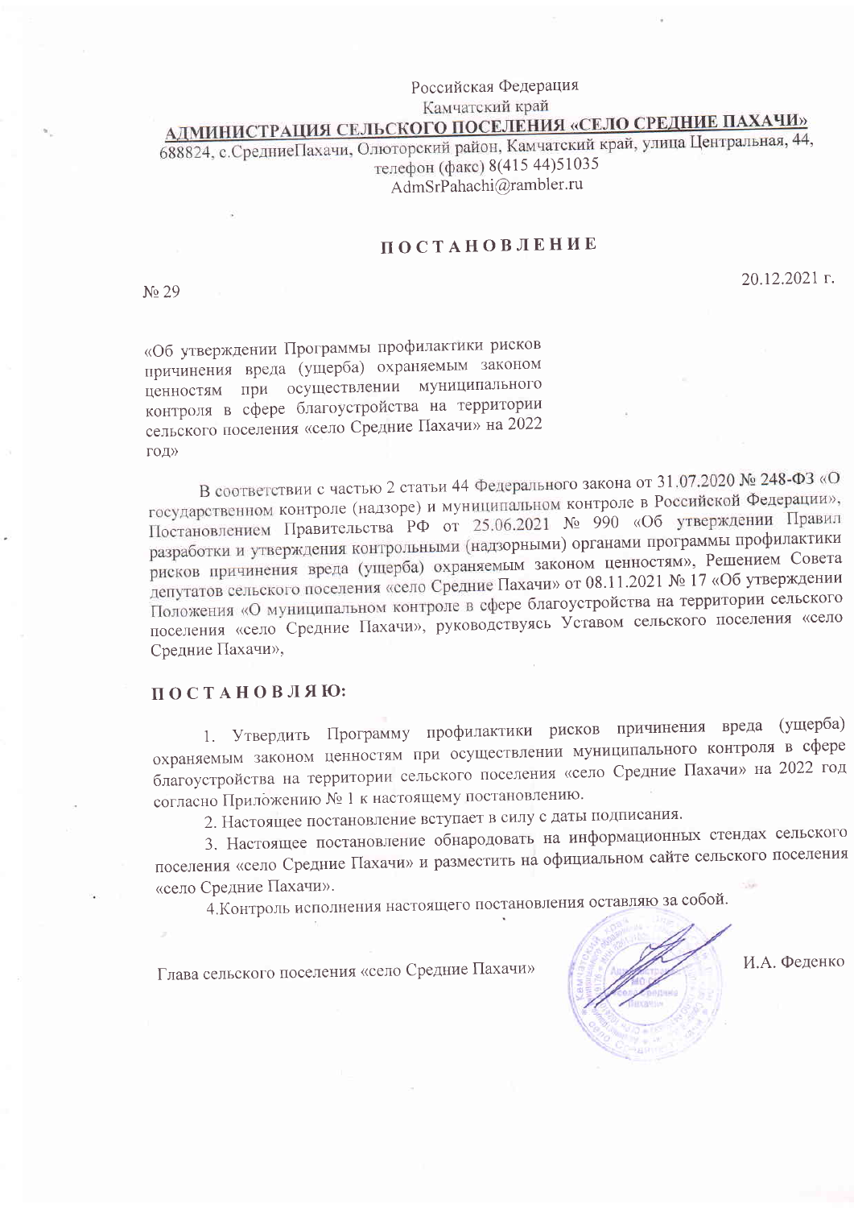Российская Федерация

Камчатский край

**АДМИНИСТРАЦИЯ СЕЛЬСКОГО ПОСЕЛЕНИЯ «СЕЛО СРЕДНИЕ ПАХАЧИ»**

688824, с.СредниеПахачи, Олюторский район, Камчатский край, улица Центральная, 44, телефон (факс) 8(415 44)51035

AdmSrPahachi@rambler.ru

# ПОСТАНОВЛЕНИЕ

№ 29 20.12.2021 г.

«Об утверждении Программы профилактики рисков причинения вреда (ущерба) охраняемым законом ценностям при осуществлении муниципального контроля в сфере благоустройства на территории сельского поселения «село Средние Пахачи» на 2022 год»

В соответствии с частью 2 статьи 44 Федерального закона от 31.07.2020 № 248-ФЗ «О государственном контроле (надзоре) и муниципальном контроле в Российской Федерации», Постановлением Правительства РФ от 25.06.2021 № 990 «Об утверждении Правил разработки и утверждения контрольными (надзорными) органами программы профилактики рисков причинения вреда (ущерба) охраняемым законом ценностям», Решением Совета депутатов сельского поселения «село Средние Пахачи» от 08.11.2021 № 17 «Об утверждении Положения «О муниципальном контроле в сфере благоустройства на территории сельского поселения «село Средние Пахачи», руководствуясь Уставом сельского поселения «село Средние Пахачи»,

**ПОСТАНОВЛЯЮ:**

1. Утвердить Программу профилактики рисков причинения вреда (ущерба) охраняемым законом ценностям при осуществлении муниципального контроля в сфере благоустройства на территории сельского поселения «село Средние Пахачи» на 2022 год согласно Приложению № 1 к настоящему постановлению.
2. Настоящее постановление вступает в силу с даты подписания.
3. Настоящее постановление обнародовать на информационных стендах сельского поселения «село Средние Пахачи» и разместить на официальном сайте сельского поселения «село Средние Пахачи».
4. Контроль исполнения настоящего постановления оставляю за собой.

Глава сельского поселения «село Средние Пахачи» И.А. Феденко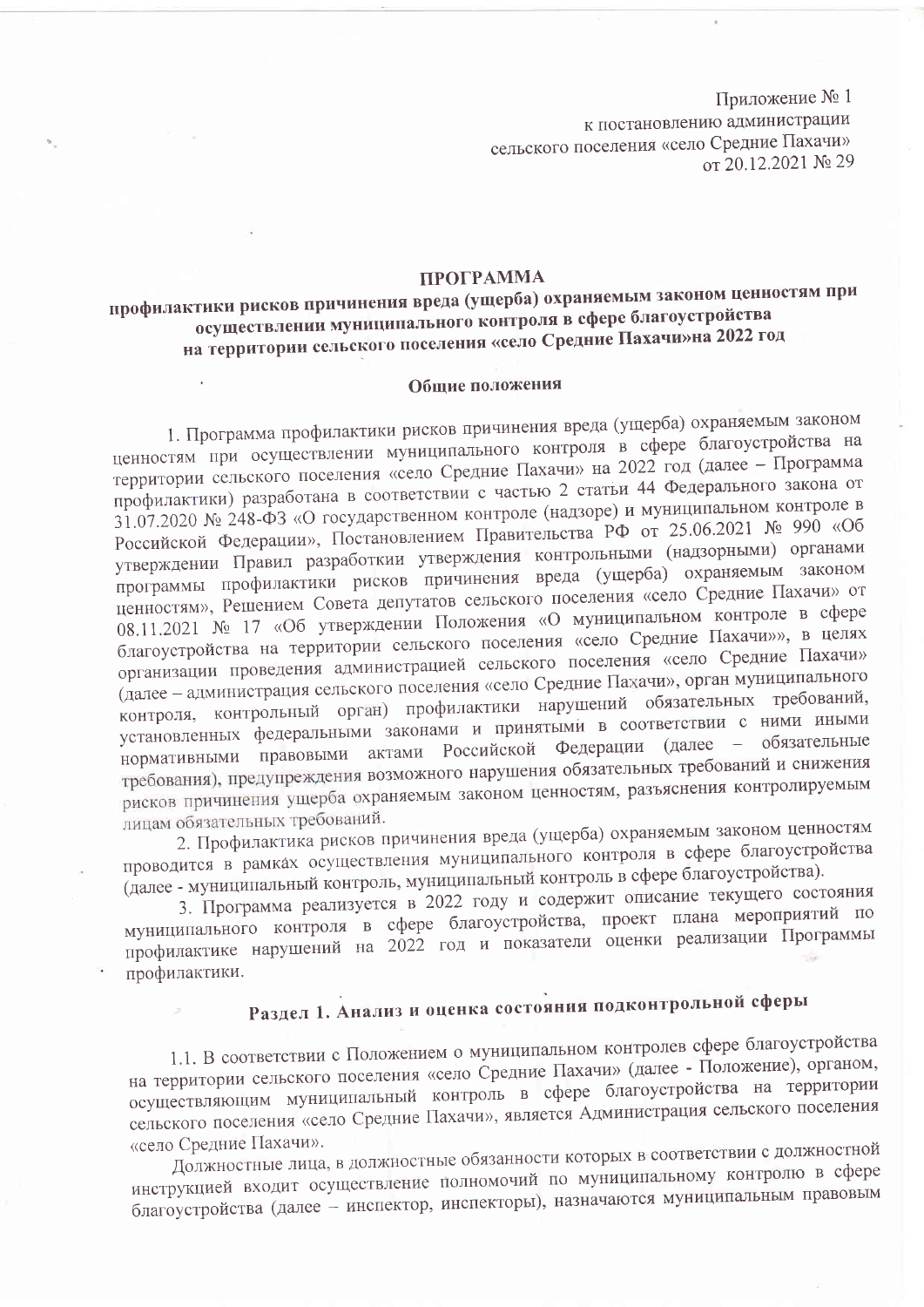Приложение № 1
к постановлению администрации
сельского поселения «село Средние Пахачи»
от 20.12.2021 № 29

**ПРОГРАММА**
**профилактики рисков причинения вреда (ущерба) охраняемым законом ценностям при осуществлении муниципального контроля в сфере благоустройства на территории сельского поселения «село Средние Пахачи»на 2022 год**

**Общие положения**

1. Программа профилактики рисков причинения вреда (ущерба) охраняемым законом ценностям при осуществлении муниципального контроля в сфере благоустройства на территории сельского поселения «село Средние Пахачи» на 2022 год (далее – Программа профилактики) разработана в соответствии с частью 2 статьи 44 Федерального закона от 31.07.2020 № 248-ФЗ «О государственном контроле (надзоре) и муниципальном контроле в Российской Федерации», Постановлением Правительства РФ от 25.06.2021 № 990 «Об утверждении Правил разработкии утверждения контрольными (надзорными) органами программы профилактики рисков причинения вреда (ущерба) охраняемым законом ценностям», Решением Совета депутатов сельского поселения «село Средние Пахачи» от 08.11.2021 № 17 «Об утверждении Положения «О муниципальном контроле в сфере благоустройства на территории сельского поселения «село Средние Пахачи»», в целях организации проведения администрацией сельского поселения «село Средние Пахачи» (далее – администрация сельского поселения «село Средние Пахачи», орган муниципального контроля, контрольный орган) профилактики нарушений обязательных требований, установленных федеральными законами и принятыми в соответствии с ними иными нормативными правовыми актами Российской Федерации (далее – обязательные требования), предупреждения возможного нарушения обязательных требований и снижения рисков причинения ущерба охраняемым законом ценностям, разъяснения контролируемым лицам обязательных требований.

2. Профилактика рисков причинения вреда (ущерба) охраняемым законом ценностям проводится в рамках осуществления муниципального контроля в сфере благоустройства (далее - муниципальный контроль, муниципальный контроль в сфере благоустройства).

3. Программа реализуется в 2022 году и содержит описание текущего состояния муниципального контроля в сфере благоустройства, проект плана мероприятий по профилактике нарушений на 2022 год и показатели оценки реализации Программы профилактики.

## Раздел 1. Анализ и оценка состояния подконтрольной сферы

1.1. В соответствии с Положением о муниципальном контролев сфере благоустройства на территории сельского поселения «село Средние Пахачи» (далее - Положение), органом, осуществляющим муниципальный контроль в сфере благоустройства на территории сельского поселения «село Средние Пахачи», является Администрация сельского поселения «село Средние Пахачи».

Должностные лица, в должностные обязанности которых в соответствии с должностной инструкцией входит осуществление полномочий по муниципальному контролю в сфере благоустройства (далее – инспектор, инспекторы), назначаются муниципальным правовым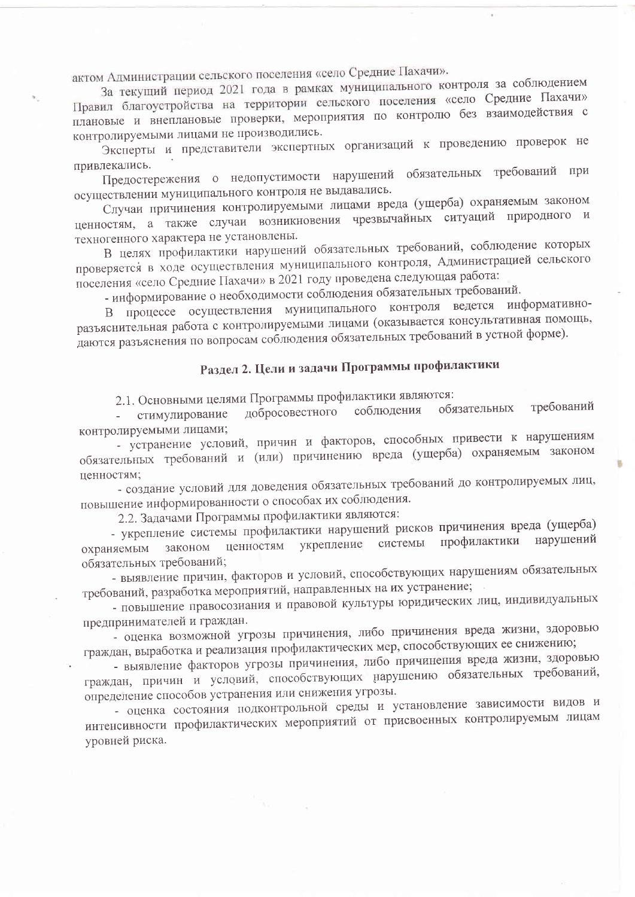актом Администрации сельского поселения «село Средние Пахачи».

За текущий период 2021 года в рамках муниципального контроля за соблюдением Правил благоустройства на территории сельского поселения «село Средние Пахачи» плановые и внеплановые проверки, мероприятия по контролю без взаимодействия с контролируемыми лицами не производились.

Эксперты и представители экспертных организаций к проведению проверок не привлекались.

Предостережения о недопустимости нарушений обязательных требований при осуществлении муниципального контроля не выдавались.

Случаи причинения контролируемыми лицами вреда (ущерба) охраняемым законом ценностям, а также случаи возникновения чрезвычайных ситуаций природного и техногенного характера не установлены.

В целях профилактики нарушений обязательных требований, соблюдение которых проверяется в ходе осуществления муниципального контроля, Администрацией сельского поселения «село Средние Пахачи» в 2021 году проведена следующая работа:

- информирование о необходимости соблюдения обязательных требований.

В процессе осуществления муниципального контроля ведется информативно-разъяснительная работа с контролируемыми лицами (оказывается консультативная помощь, даются разъяснения по вопросам соблюдения обязательных требований в устной форме).

## Раздел 2. Цели и задачи Программы профилактики

2.1. Основными целями Программы профилактики являются:

- стимулирование добросовестного соблюдения обязательных требований контролируемыми лицами;
- устранение условий, причин и факторов, способных привести к нарушениям обязательных требований и (или) причинению вреда (ущерба) охраняемым законом ценностям;
- создание условий для доведения обязательных требований до контролируемых лиц, повышение информированности о способах их соблюдения.

2.2. Задачами Программы профилактики являются:

- укрепление системы профилактики нарушений рисков причинения вреда (ущерба) охраняемым законом ценностям укрепление системы профилактики нарушений обязательных требований;
- выявление причин, факторов и условий, способствующих нарушениям обязательных требований, разработка мероприятий, направленных на их устранение;
- повышение правосознания и правовой культуры юридических лиц, индивидуальных предпринимателей и граждан.
- оценка возможной угрозы причинения, либо причинения вреда жизни, здоровью граждан, выработка и реализация профилактических мер, способствующих ее снижению;
- выявление факторов угрозы причинения, либо причинения вреда жизни, здоровью граждан, причин и условий, способствующих нарушению обязательных требований, определение способов устранения или снижения угрозы.
- оценка состояния подконтрольной среды и установление зависимости видов и интенсивности профилактических мероприятий от присвоенных контролируемым лицам уровней риска.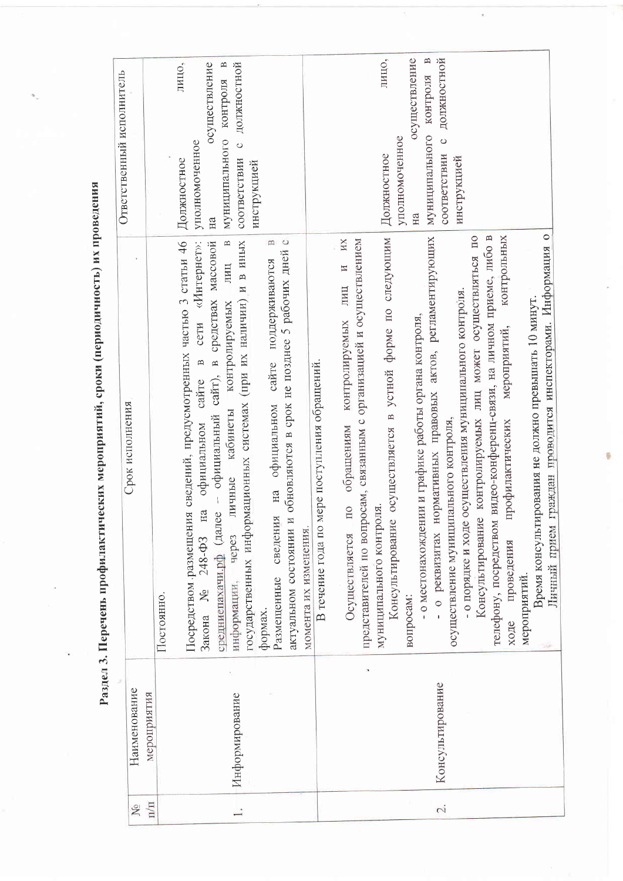**Раздел 3. Перечень профилактических мероприятий, сроки (периодичность) их проведения**

| № п/п | Наименование мероприятия | Срок исполнения | Ответственный исполнитель |
|---|---|---|---|
| 1. | Информирование | Постоянно.<br><br>Посредством размещения сведений, предусмотренных частью 3 статьи 46 Закона № 248-ФЗ на официальном сайте в сети «Интернет»: среднепахачи.рф (далее – официальный сайт), в средствах массовой информации, через личные кабинеты контролируемых лиц в государственных информационных системах (при их наличии) и в иных формах.<br>Размещенные сведения на официальном сайте поддерживаются в актуальном состоянии и обновляются в срок не позднее 5 рабочих дней с момента их изменения. | Должностное лицо, уполномоченное на осуществление муниципального контроля в соответствии с должностной инструкцией |
| 2. | Консультирование | В течение года по мере поступления обращений.<br><br>Осуществляется по обращениям контролируемых лиц и их представителей по вопросам, связанным с организацией и осуществлением муниципального контроля.<br>Консультирование осуществляется в устной форме по следующим вопросам:<br>- о местонахождении и графике работы органа контроля,<br>- о реквизитах нормативных правовых актов, регламентирующих осуществление муниципального контроля,<br>- о порядке и ходе осуществления муниципального контроля.<br>Консультирование контролируемых лиц может осуществляться по телефону, посредством видео-конференц-связи, на личном приеме, либо в ходе проведения профилактических мероприятий, контрольных мероприятий.<br>Время консультирования не должно превышать 10 минут.<br>Личный прием граждан проводится инспекторами. Информация о | Должностное лицо, уполномоченное на осуществление муниципального контроля в соответствии с должностной инструкцией |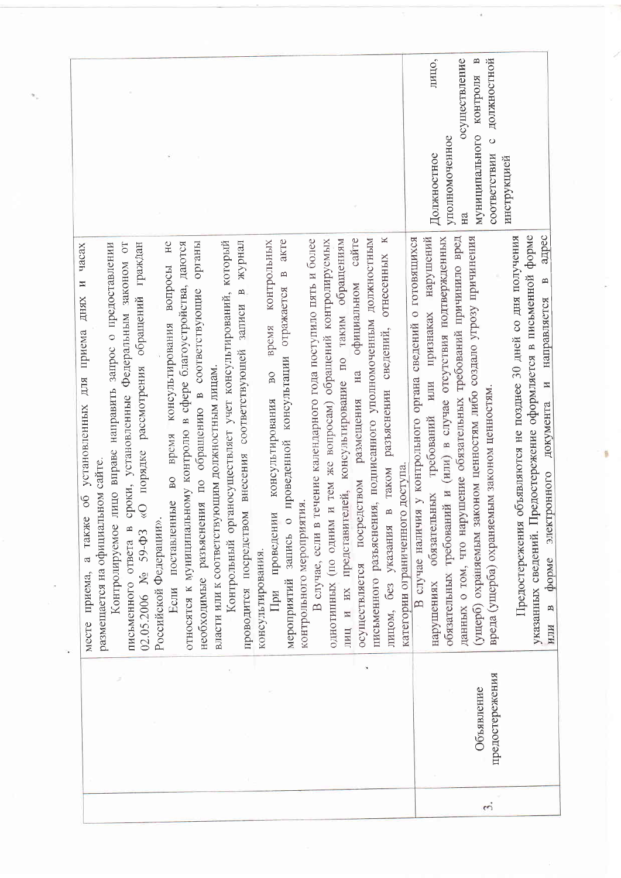| | | | |
|---|---|---|---|
| | | месте приема, а также об установленных для приема днях и часах размещается на официальном сайте.<br>Контролируемое лицо вправе направить запрос о предоставлении письменного ответа в сроки, установленные Федеральным законом от 02.05.2006 № 59-ФЗ «О порядке рассмотрения обращений граждан Российской Федерации».<br>Если поставленные во время консультирования вопросы не относятся к муниципальному контролю в сфере благоустройства, даются необходимые разъяснения по обращению в соответствующие органы власти или к соответствующим должностным лицам.<br>Контрольный орган осуществляет учет консультирований, который проводится посредством внесения соответствующей записи в журнал консультирования.<br>При проведении консультирования во время контрольных мероприятий запись о проведенной консультации отражается в акте контрольного мероприятия.<br>В случае, если в течение календарного года поступило пять и более однотипных (по одним и тем же вопросам) обращений контролируемых лиц и их представителей, консультирование по таким обращениям осуществляется посредством размещения на официальном сайте письменного разъяснения, подписанного уполномоченным должностным лицом, без указания в таком разъяснении сведений, отнесенных к категории ограниченного доступа. | |
| 3. | Объявление предостережения | В случае наличия у контрольного органа сведений о готовящихся нарушениях обязательных требований или признаках нарушений обязательных требований и (или) в случае отсутствия подтвержденных данных о том, что нарушение обязательных требований причинило вред (ущерб) охраняемым законом ценностям либо создало угрозу причинения вреда (ущерба) охраняемым законом ценностям.<br><br>Предостережения объявляются не позднее 30 дней со дня получения указанных сведений. Предостережение оформляется в письменной форме или в форме электронного документа и направляется в адрес | Должностное лицо, уполномоченное на осуществление муниципального контроля в соответствии с должностной инструкцией |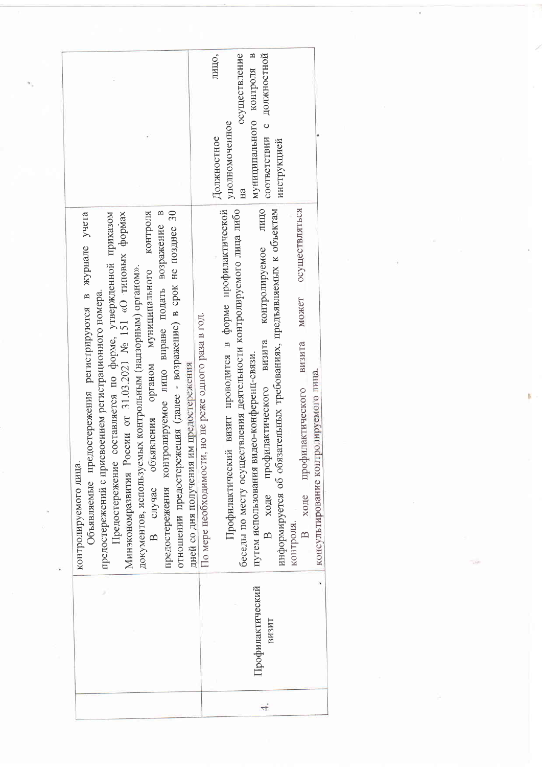| | | | |
|---|---|---|---|
| | | контролируемого лица.<br>Объявляемые предостережения регистрируются в журнале учета предостережений с присвоением регистрационного номера.<br>Предостережение составляется по форме, утвержденной приказом Минэкономразвития России от 31.03.2021 № 151 «О типовых формах документов, используемых контрольным (надзорным) органом».<br>В случае объявления органом муниципального контроля предостережения контролируемое лицо вправе подать возражение в отношении предостережения (далее - возражение) в срок не позднее 30 дней со дня получения им предостережения | |
| 4. | Профилактический визит | По мере необходимости, но не реже одного раза в год.<br>Профилактический визит проводится в форме профилактической беседы по месту осуществления деятельности контролируемого лица либо путем использования видео-конференц-связи.<br>В ходе профилактического визита контролируемое лицо информируется об обязательных требованиях, предъявляемых к объектам контроля.<br>В ходе профилактического визита может осуществляться консультирование контролируемого лица. | Должностное лицо, уполномоченное на осуществление муниципального контроля в соответствии с должностной инструкцией |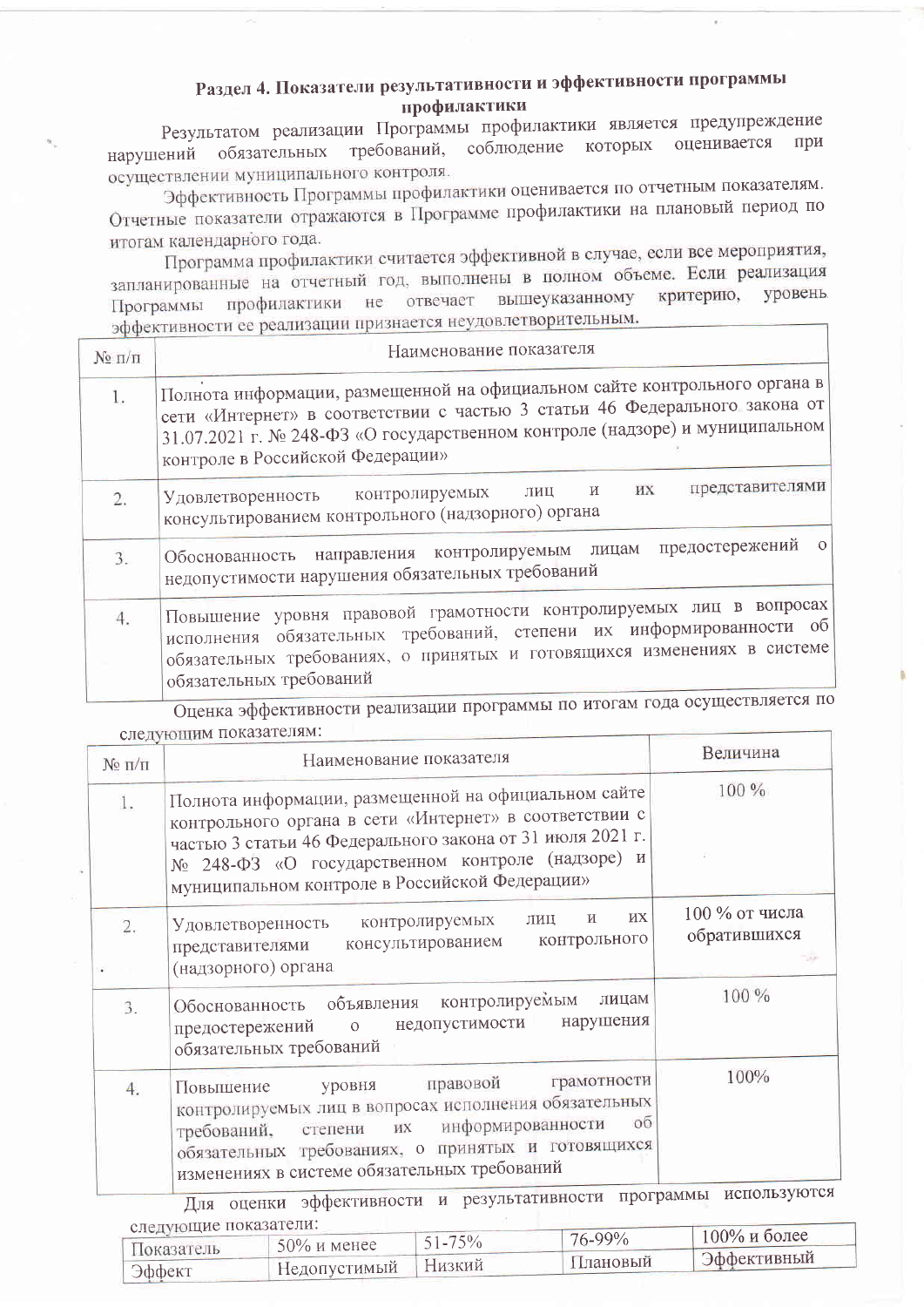## Раздел 4. Показатели результативности и эффективности программы профилактики

Результатом реализации Программы профилактики является предупреждение нарушений обязательных требований, соблюдение которых оценивается при осуществлении муниципального контроля.

Эффективность Программы профилактики оценивается по отчетным показателям. Отчетные показатели отражаются в Программе профилактики на плановый период по итогам календарного года.

Программа профилактики считается эффективной в случае, если все мероприятия, запланированные на отчетный год, выполнены в полном объеме. Если реализация Программы профилактики не отвечает вышеуказанному критерию, уровень эффективности ее реализации признается неудовлетворительным.

| № п/п | Наименование показателя |
|---|---|
| 1. | Полнота информации, размещенной на официальном сайте контрольного органа в сети «Интернет» в соответствии с частью 3 статьи 46 Федерального закона от 31.07.2021 г. № 248-ФЗ «О государственном контроле (надзоре) и муниципальном контроле в Российской Федерации» |
| 2. | Удовлетворенность контролируемых лиц и их представителями консультированием контрольного (надзорного) органа |
| 3. | Обоснованность направления контролируемым лицам предостережений о недопустимости нарушения обязательных требований |
| 4. | Повышение уровня правовой грамотности контролируемых лиц в вопросах исполнения обязательных требований, степени их информированности об обязательных требованиях, о принятых и готовящихся изменениях в системе обязательных требований |

Оценка эффективности реализации программы по итогам года осуществляется по следующим показателям:

| № п/п | Наименование показателя | Величина |
|---|---|---|
| 1. | Полнота информации, размещенной на официальном сайте контрольного органа в сети «Интернет» в соответствии с частью 3 статьи 46 Федерального закона от 31 июля 2021 г. № 248-ФЗ «О государственном контроле (надзоре) и муниципальном контроле в Российской Федерации» | 100 % |
| 2. | Удовлетворенность контролируемых лиц и их представителями консультированием контрольного (надзорного) органа | 100 % от числа обратившихся |
| 3. | Обоснованность объявления контролируемым лицам предостережений о недопустимости нарушения обязательных требований | 100 % |
| 4. | Повышение уровня правовой грамотности контролируемых лиц в вопросах исполнения обязательных требований, степени их информированности об обязательных требованиях, о принятых и готовящихся изменениях в системе обязательных требований | 100% |

Для оценки эффективности и результативности программы используются следующие показатели:

| Показатель | 50% и менее | 51-75% | 76-99% | 100% и более |
|---|---|---|---|---|
| Эффект | Недопустимый | Низкий | Плановый | Эффективный |